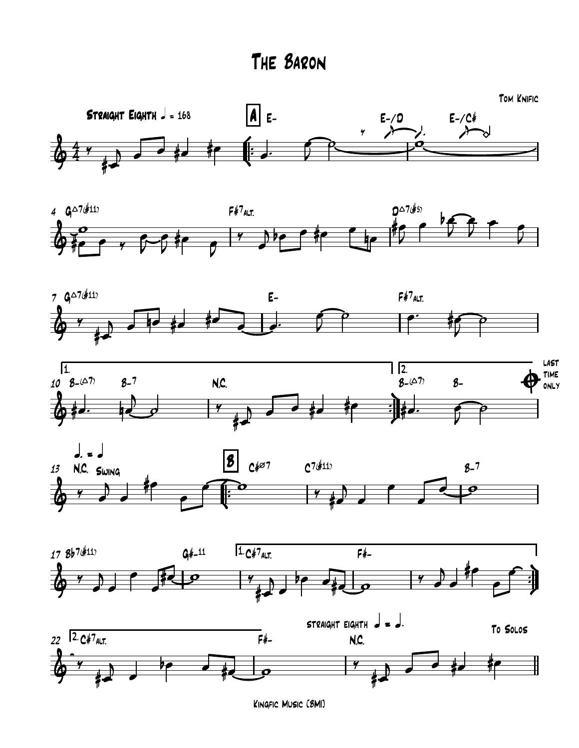# The Baron

Tom Knific

Kingfic Music (BMI)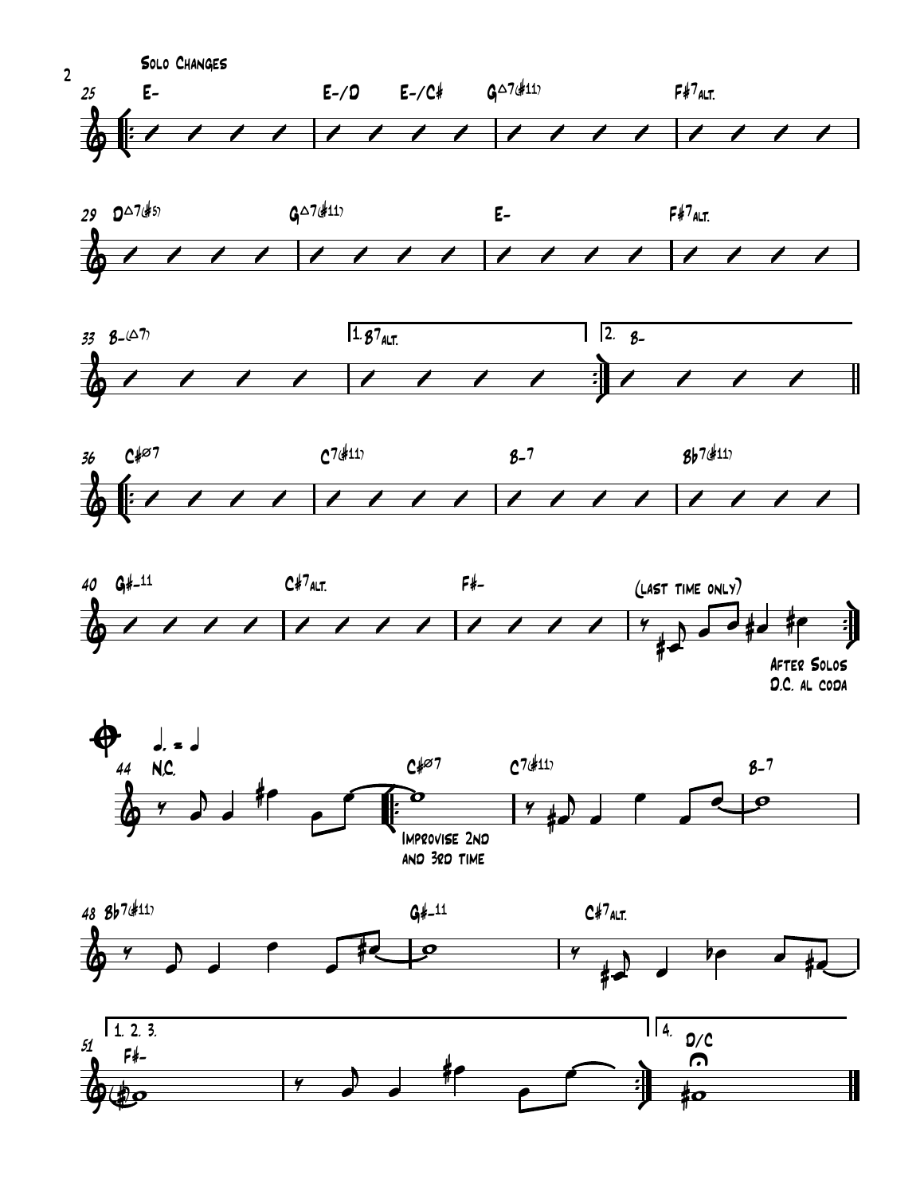## Solo Changes

25 E- | E-/D E-/C# | G△7(#11) | F#7alt.

29 D△7(#5) | G△7(#11) | E- | F#7alt.

33 B-(△7) | 1. B7alt. | 2. B-

36 C#ø7 | C7(#11) | B-7 | Bb7(#11)

40 G#-11 | C#7alt. | F#- | (last time only)

After Solos
D.C. al coda

44 N.C. ♩. = ♩ | C#ø7 | C7(#11) | B-7

Improvise 2nd and 3rd time

48 Bb7(#11) | G#-11 | C#7alt.

51 1. 2. 3. F#- | 4. D/C